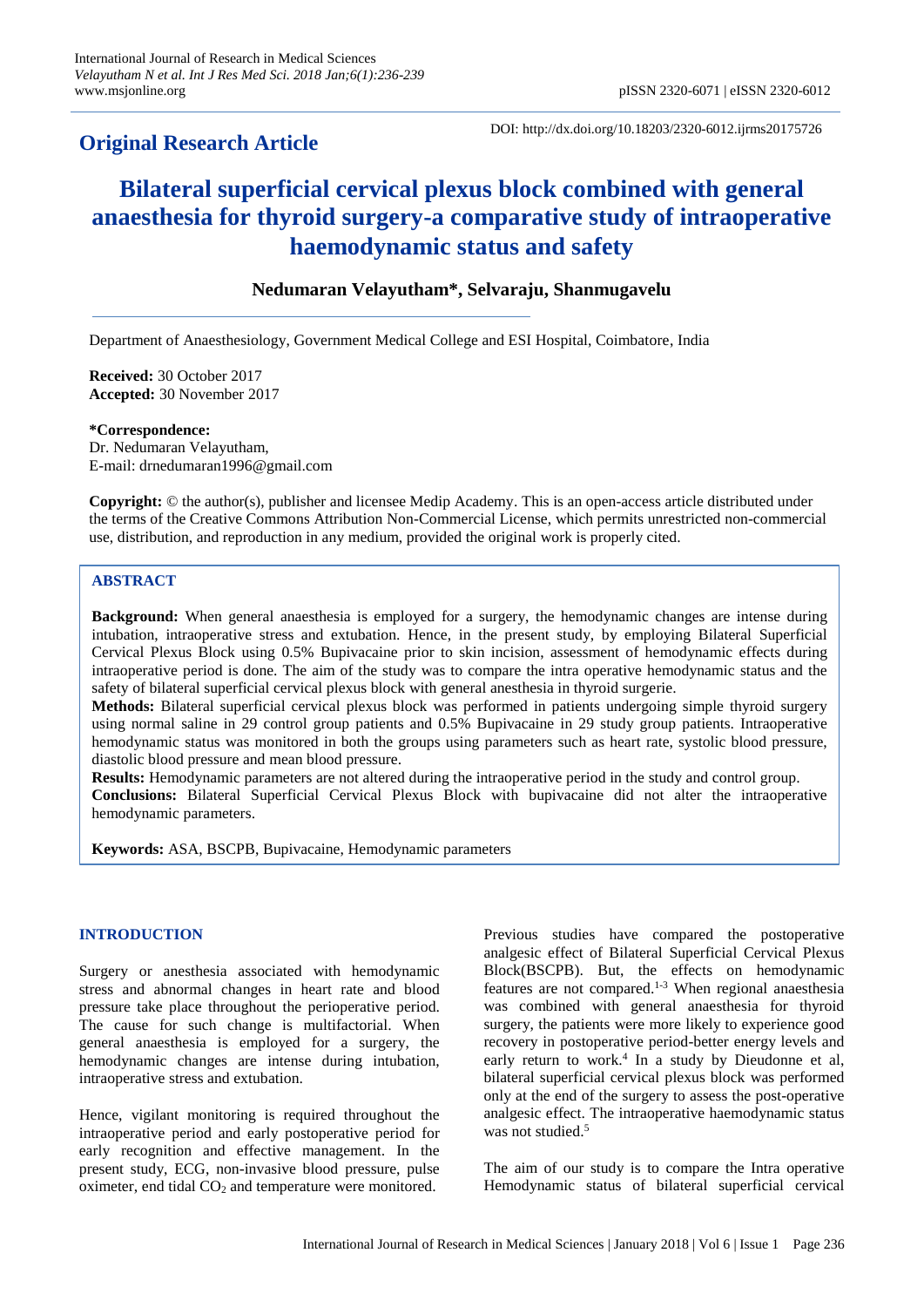**Original Research Article**

DOI: http://dx.doi.org/10.18203/2320-6012.ijrms20175726

# Bilateral superficial cervical plexus block combined with general anaesthesia for thyroid surgery-a comparative study of intraoperative haemodynamic status and safety

**Nedumaran Velayutham\*, Selvaraju, Shanmugavelu**

Department of Anaesthesiology, Government Medical College and ESI Hospital, Coimbatore, India

**Received:** 30 October 2017
**Accepted:** 30 November 2017

**\*Correspondence:**
Dr. Nedumaran Velayutham,
E-mail: drnedumaran1996@gmail.com

**Copyright:** © the author(s), publisher and licensee Medip Academy. This is an open-access article distributed under the terms of the Creative Commons Attribution Non-Commercial License, which permits unrestricted non-commercial use, distribution, and reproduction in any medium, provided the original work is properly cited.

## ABSTRACT

**Background:** When general anaesthesia is employed for a surgery, the hemodynamic changes are intense during intubation, intraoperative stress and extubation. Hence, in the present study, by employing Bilateral Superficial Cervical Plexus Block using 0.5% Bupivacaine prior to skin incision, assessment of hemodynamic effects during intraoperative period is done. The aim of the study was to compare the intra operative hemodynamic status and the safety of bilateral superficial cervical plexus block with general anesthesia in thyroid surgerie.

**Methods:** Bilateral superficial cervical plexus block was performed in patients undergoing simple thyroid surgery using normal saline in 29 control group patients and 0.5% Bupivacaine in 29 study group patients. Intraoperative hemodynamic status was monitored in both the groups using parameters such as heart rate, systolic blood pressure, diastolic blood pressure and mean blood pressure.

**Results:** Hemodynamic parameters are not altered during the intraoperative period in the study and control group.

**Conclusions:** Bilateral Superficial Cervical Plexus Block with bupivacaine did not alter the intraoperative hemodynamic parameters.

**Keywords:** ASA, BSCPB, Bupivacaine, Hemodynamic parameters

## INTRODUCTION

Surgery or anesthesia associated with hemodynamic stress and abnormal changes in heart rate and blood pressure take place throughout the perioperative period. The cause for such change is multifactorial. When general anaesthesia is employed for a surgery, the hemodynamic changes are intense during intubation, intraoperative stress and extubation.

Hence, vigilant monitoring is required throughout the intraoperative period and early postoperative period for early recognition and effective management. In the present study, ECG, non-invasive blood pressure, pulse oximeter, end tidal $CO_2$ and temperature were monitored.

Previous studies have compared the postoperative analgesic effect of Bilateral Superficial Cervical Plexus Block(BSCPB). But, the effects on hemodynamic features are not compared.[1-3] When regional anaesthesia was combined with general anaesthesia for thyroid surgery, the patients were more likely to experience good recovery in postoperative period-better energy levels and early return to work.[4] In a study by Dieudonne et al, bilateral superficial cervical plexus block was performed only at the end of the surgery to assess the post-operative analgesic effect. The intraoperative haemodynamic status was not studied.[5]

The aim of our study is to compare the Intra operative Hemodynamic status of bilateral superficial cervical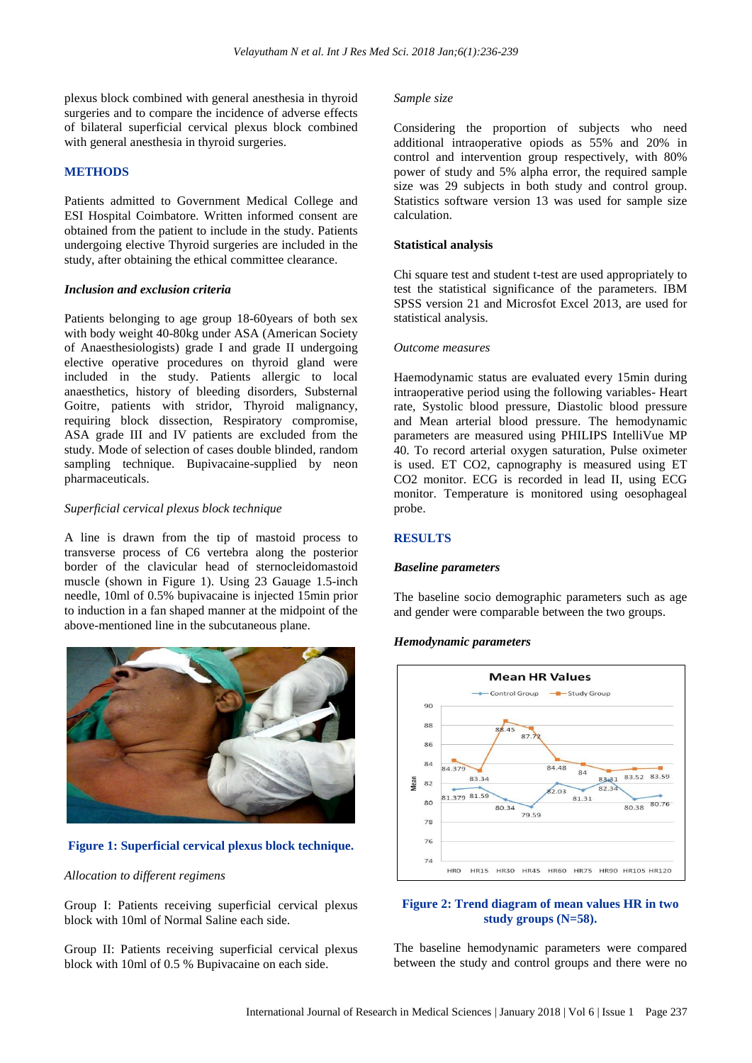plexus block combined with general anesthesia in thyroid surgeries and to compare the incidence of adverse effects of bilateral superficial cervical plexus block combined with general anesthesia in thyroid surgeries.

## METHODS

Patients admitted to Government Medical College and ESI Hospital Coimbatore. Written informed consent are obtained from the patient to include in the study. Patients undergoing elective Thyroid surgeries are included in the study, after obtaining the ethical committee clearance.

### *Inclusion and exclusion criteria*

Patients belonging to age group 18-60years of both sex with body weight 40-80kg under ASA (American Society of Anaesthesiologists) grade I and grade II undergoing elective operative procedures on thyroid gland were included in the study. Patients allergic to local anaesthetics, history of bleeding disorders, Substernal Goitre, patients with stridor, Thyroid malignancy, requiring block dissection, Respiratory compromise, ASA grade III and IV patients are excluded from the study. Mode of selection of cases double blinded, random sampling technique. Bupivacaine-supplied by neon pharmaceuticals.

### *Superficial cervical plexus block technique*

A line is drawn from the tip of mastoid process to transverse process of C6 vertebra along the posterior border of the clavicular head of sternocleidomastoid muscle (shown in Figure 1). Using 23 Gauage 1.5-inch needle, 10ml of 0.5% bupivacaine is injected 15min prior to induction in a fan shaped manner at the midpoint of the above-mentioned line in the subcutaneous plane.

**Figure 1: Superficial cervical plexus block technique.**

### *Allocation to different regimens*

Group I: Patients receiving superficial cervical plexus block with 10ml of Normal Saline each side.

Group II: Patients receiving superficial cervical plexus block with 10ml of 0.5 % Bupivacaine on each side.

### *Sample size*

Considering the proportion of subjects who need additional intraoperative opiods as 55% and 20% in control and intervention group respectively, with 80% power of study and 5% alpha error, the required sample size was 29 subjects in both study and control group. Statistics software version 13 was used for sample size calculation.

### Statistical analysis

Chi square test and student t-test are used appropriately to test the statistical significance of the parameters. IBM SPSS version 21 and Microsfot Excel 2013, are used for statistical analysis.

### *Outcome measures*

Haemodynamic status are evaluated every 15min during intraoperative period using the following variables- Heart rate, Systolic blood pressure, Diastolic blood pressure and Mean arterial blood pressure. The hemodynamic parameters are measured using PHILIPS IntelliVue MP 40. To record arterial oxygen saturation, Pulse oximeter is used. ET $CO_2$, capnography is measured using ET $CO_2$ monitor. ECG is recorded in lead II, using ECG monitor. Temperature is monitored using oesophageal probe.

## RESULTS

### *Baseline parameters*

The baseline socio demographic parameters such as age and gender were comparable between the two groups.

### *Hemodynamic parameters*

**Figure 2: Trend diagram of mean values HR in two study groups (N=58).**

The baseline hemodynamic parameters were compared between the study and control groups and there were no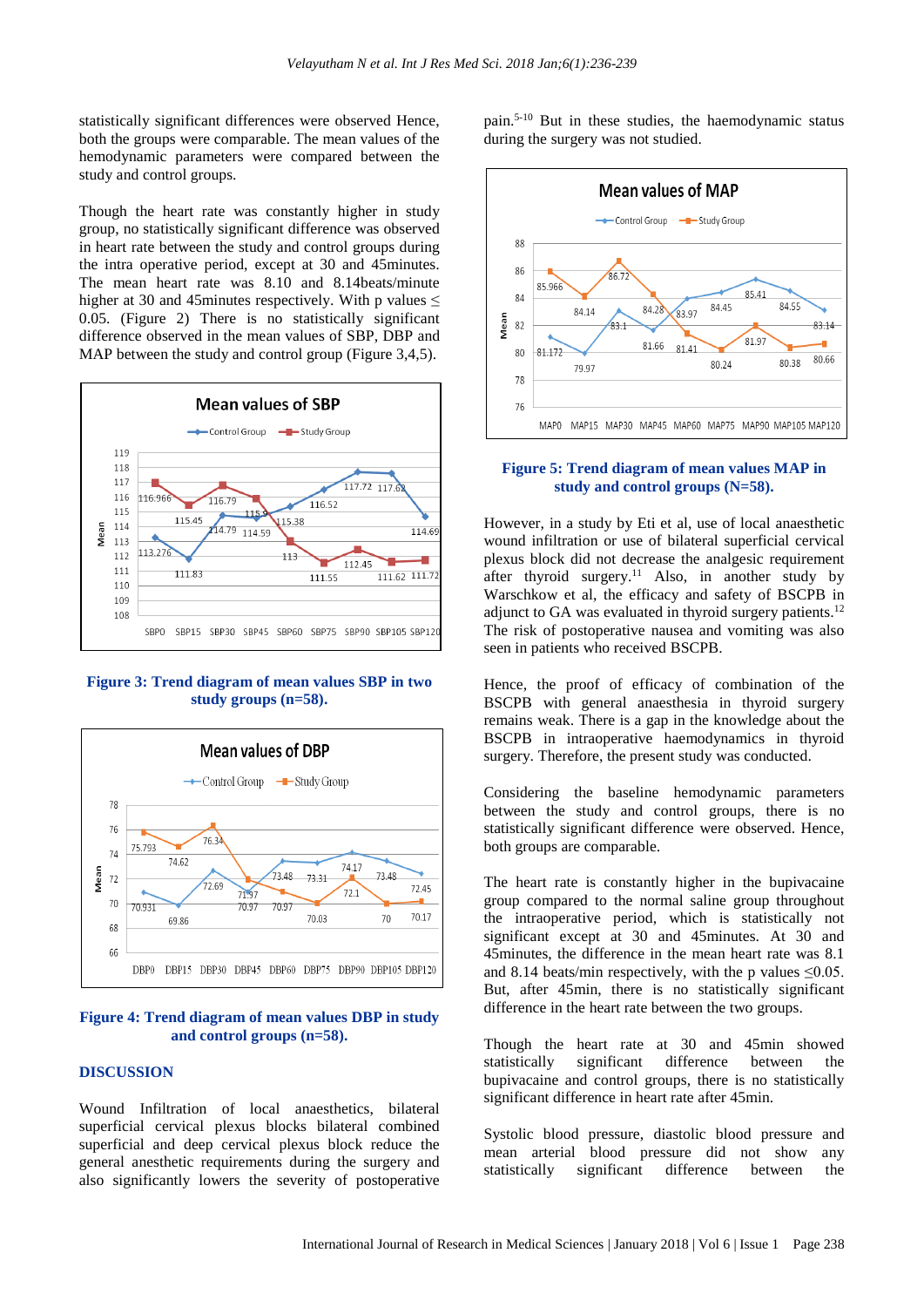statistically significant differences were observed Hence, both the groups were comparable. The mean values of the hemodynamic parameters were compared between the study and control groups.

Though the heart rate was constantly higher in study group, no statistically significant difference was observed in heart rate between the study and control groups during the intra operative period, except at 30 and 45minutes. The mean heart rate was 8.10 and 8.14beats/minute higher at 30 and 45minutes respectively. With p values $\leq 0.05$. (Figure 2) There is no statistically significant difference observed in the mean values of SBP, DBP and MAP between the study and control group (Figure 3,4,5).

**Figure 3: Trend diagram of mean values SBP in two study groups (n=58).**

**Figure 4: Trend diagram of mean values DBP in study and control groups (n=58).**

## DISCUSSION

Wound Infiltration of local anaesthetics, bilateral superficial cervical plexus blocks bilateral combined superficial and deep cervical plexus block reduce the general anesthetic requirements during the surgery and also significantly lowers the severity of postoperative pain.[5-10] But in these studies, the haemodynamic status during the surgery was not studied.

**Figure 5: Trend diagram of mean values MAP in study and control groups (N=58).**

However, in a study by Eti et al, use of local anaesthetic wound infiltration or use of bilateral superficial cervical plexus block did not decrease the analgesic requirement after thyroid surgery.[11] Also, in another study by Warschkow et al, the efficacy and safety of BSCPB in adjunct to GA was evaluated in thyroid surgery patients.[12] The risk of postoperative nausea and vomiting was also seen in patients who received BSCPB.

Hence, the proof of efficacy of combination of the BSCPB with general anaesthesia in thyroid surgery remains weak. There is a gap in the knowledge about the BSCPB in intraoperative haemodynamics in thyroid surgery. Therefore, the present study was conducted.

Considering the baseline hemodynamic parameters between the study and control groups, there is no statistically significant difference were observed. Hence, both groups are comparable.

The heart rate is constantly higher in the bupivacaine group compared to the normal saline group throughout the intraoperative period, which is statistically not significant except at 30 and 45minutes. At 30 and 45minutes, the difference in the mean heart rate was 8.1 and 8.14 beats/min respectively, with the p values $\leq 0.05$. But, after 45min, there is no statistically significant difference in the heart rate between the two groups.

Though the heart rate at 30 and 45min showed statistically significant difference between the bupivacaine and control groups, there is no statistically significant difference in heart rate after 45min.

Systolic blood pressure, diastolic blood pressure and mean arterial blood pressure did not show any statistically significant difference between the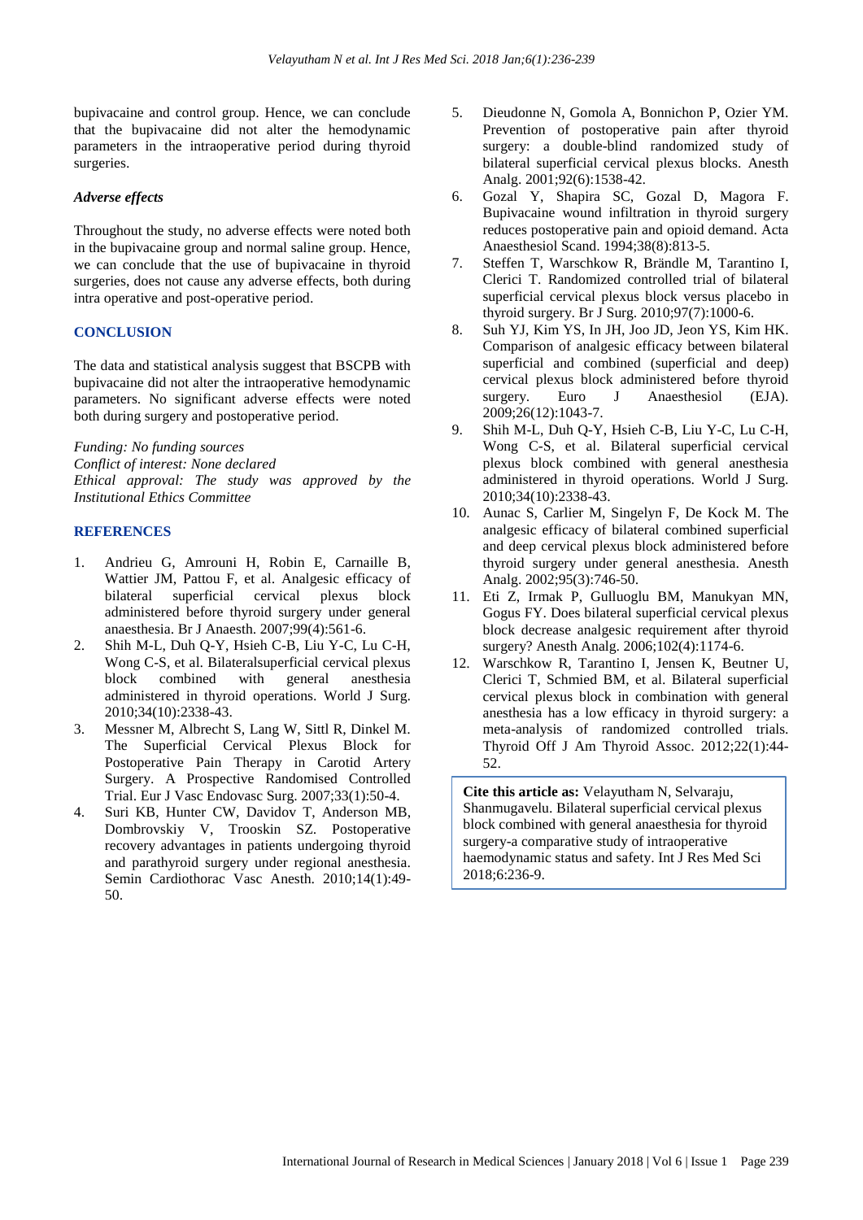bupivacaine and control group. Hence, we can conclude that the bupivacaine did not alter the hemodynamic parameters in the intraoperative period during thyroid surgeries.

### *Adverse effects*

Throughout the study, no adverse effects were noted both in the bupivacaine group and normal saline group. Hence, we can conclude that the use of bupivacaine in thyroid surgeries, does not cause any adverse effects, both during intra operative and post-operative period.

## CONCLUSION

The data and statistical analysis suggest that BSCPB with bupivacaine did not alter the intraoperative hemodynamic parameters. No significant adverse effects were noted both during surgery and postoperative period.

*Funding: No funding sources*
*Conflict of interest: None declared*
*Ethical approval: The study was approved by the Institutional Ethics Committee*

## REFERENCES

1. Andrieu G, Amrouni H, Robin E, Carnaille B, Wattier JM, Pattou F, et al. Analgesic efficacy of bilateral superficial cervical plexus block administered before thyroid surgery under general anaesthesia. Br J Anaesth. 2007;99(4):561-6.
2. Shih M-L, Duh Q-Y, Hsieh C-B, Liu Y-C, Lu C-H, Wong C-S, et al. Bilateralsuperficial cervical plexus block combined with general anesthesia administered in thyroid operations. World J Surg. 2010;34(10):2338-43.
3. Messner M, Albrecht S, Lang W, Sittl R, Dinkel M. The Superficial Cervical Plexus Block for Postoperative Pain Therapy in Carotid Artery Surgery. A Prospective Randomised Controlled Trial. Eur J Vasc Endovasc Surg. 2007;33(1):50-4.
4. Suri KB, Hunter CW, Davidov T, Anderson MB, Dombrovskiy V, Trooskin SZ. Postoperative recovery advantages in patients undergoing thyroid and parathyroid surgery under regional anesthesia. Semin Cardiothorac Vasc Anesth. 2010;14(1):49-50.
5. Dieudonne N, Gomola A, Bonnichon P, Ozier YM. Prevention of postoperative pain after thyroid surgery: a double-blind randomized study of bilateral superficial cervical plexus blocks. Anesth Analg. 2001;92(6):1538-42.
6. Gozal Y, Shapira SC, Gozal D, Magora F. Bupivacaine wound infiltration in thyroid surgery reduces postoperative pain and opioid demand. Acta Anaesthesiol Scand. 1994;38(8):813-5.
7. Steffen T, Warschkow R, Brändle M, Tarantino I, Clerici T. Randomized controlled trial of bilateral superficial cervical plexus block versus placebo in thyroid surgery. Br J Surg. 2010;97(7):1000-6.
8. Suh YJ, Kim YS, In JH, Joo JD, Jeon YS, Kim HK. Comparison of analgesic efficacy between bilateral superficial and combined (superficial and deep) cervical plexus block administered before thyroid surgery. Euro J Anaesthesiol (EJA). 2009;26(12):1043-7.
9. Shih M-L, Duh Q-Y, Hsieh C-B, Liu Y-C, Lu C-H, Wong C-S, et al. Bilateral superficial cervical plexus block combined with general anesthesia administered in thyroid operations. World J Surg. 2010;34(10):2338-43.
10. Aunac S, Carlier M, Singelyn F, De Kock M. The analgesic efficacy of bilateral combined superficial and deep cervical plexus block administered before thyroid surgery under general anesthesia. Anesth Analg. 2002;95(3):746-50.
11. Eti Z, Irmak P, Gulluoglu BM, Manukyan MN, Gogus FY. Does bilateral superficial cervical plexus block decrease analgesic requirement after thyroid surgery? Anesth Analg. 2006;102(4):1174-6.
12. Warschkow R, Tarantino I, Jensen K, Beutner U, Clerici T, Schmied BM, et al. Bilateral superficial cervical plexus block in combination with general anesthesia has a low efficacy in thyroid surgery: a meta-analysis of randomized controlled trials. Thyroid Off J Am Thyroid Assoc. 2012;22(1):44-52.

**Cite this article as:** Velayutham N, Selvaraju, Shanmugavelu. Bilateral superficial cervical plexus block combined with general anaesthesia for thyroid surgery-a comparative study of intraoperative haemodynamic status and safety. Int J Res Med Sci 2018;6:236-9.